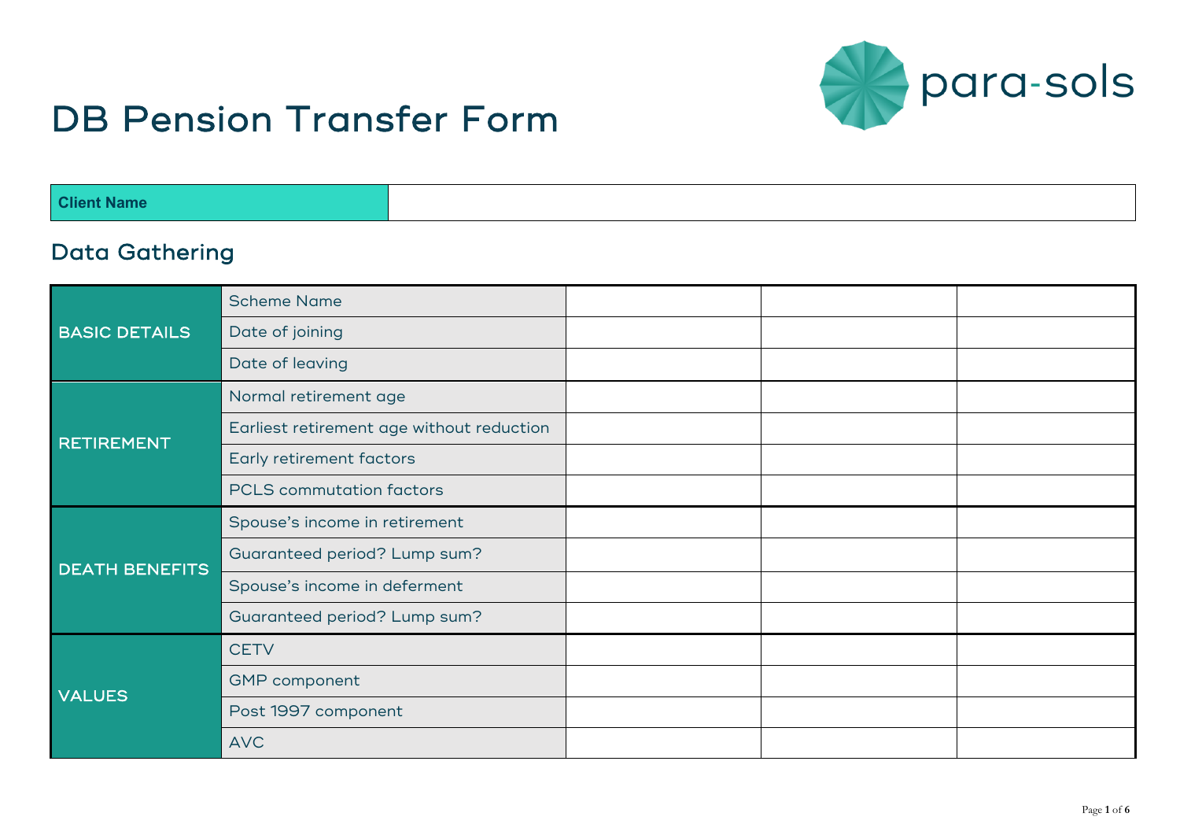# DB Pension Transfer Form

para-sols

| Client Name | |
|---|---|

## Data Gathering

| | | | | |
|---|---|---|---|---|
| BASIC DETAILS | Scheme Name | | | |
| | Date of joining | | | |
| | Date of leaving | | | |
| RETIREMENT | Normal retirement age | | | |
| | Earliest retirement age without reduction | | | |
| | Early retirement factors | | | |
| | PCLS commutation factors | | | |
| DEATH BENEFITS | Spouse's income in retirement | | | |
| | Guaranteed period? Lump sum? | | | |
| | Spouse's income in deferment | | | |
| | Guaranteed period? Lump sum? | | | |
| VALUES | CETV | | | |
| | GMP component | | | |
| | Post 1997 component | | | |
| | AVC | | | |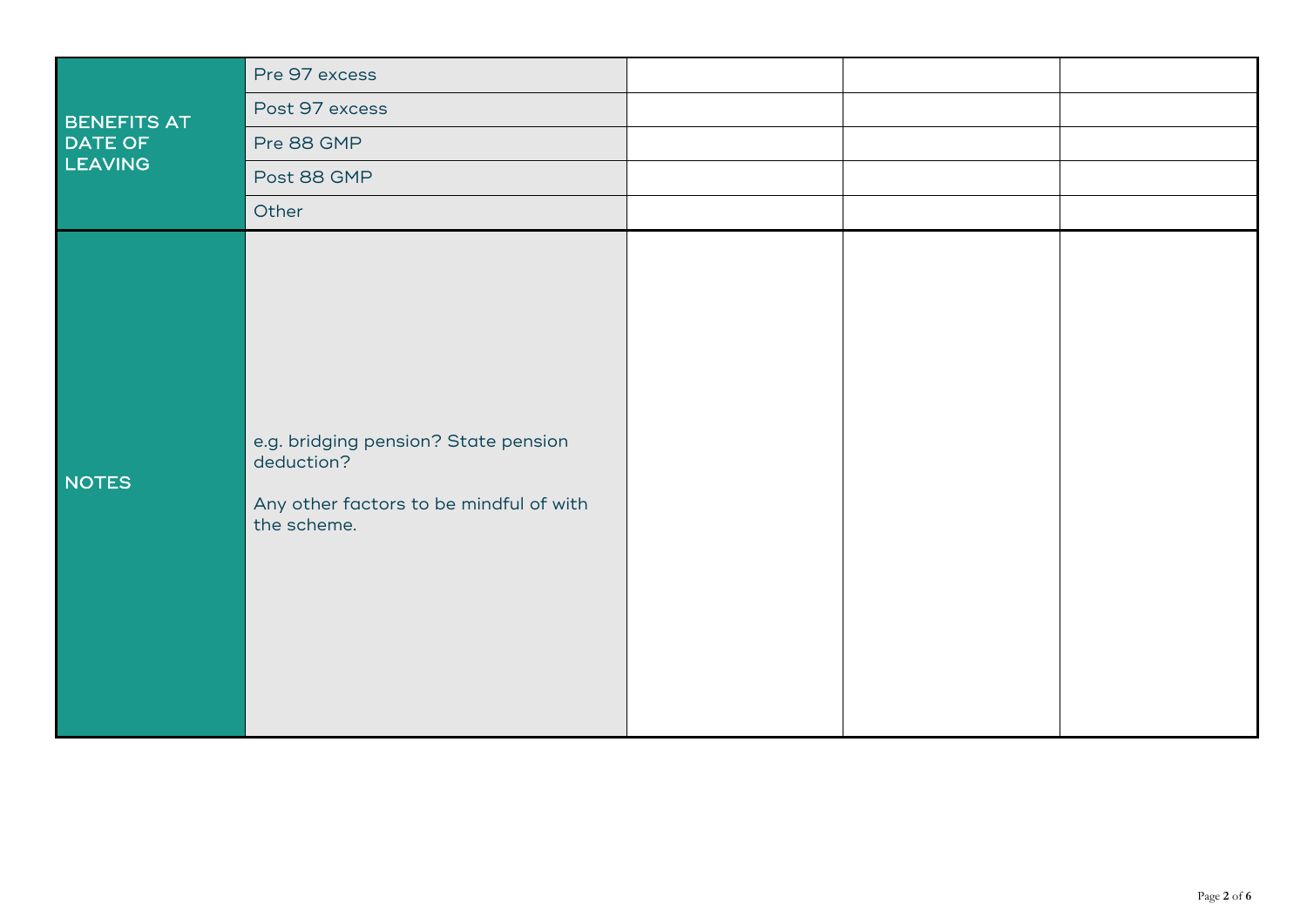| | | | | |
|---|---|---|---|---|
| BENEFITS AT DATE OF LEAVING | Pre 97 excess | | | |
| | Post 97 excess | | | |
| | Pre 88 GMP | | | |
| | Post 88 GMP | | | |
| | Other | | | |
| NOTES | e.g. bridging pension? State pension deduction?<br><br>Any other factors to be mindful of with the scheme. | | | |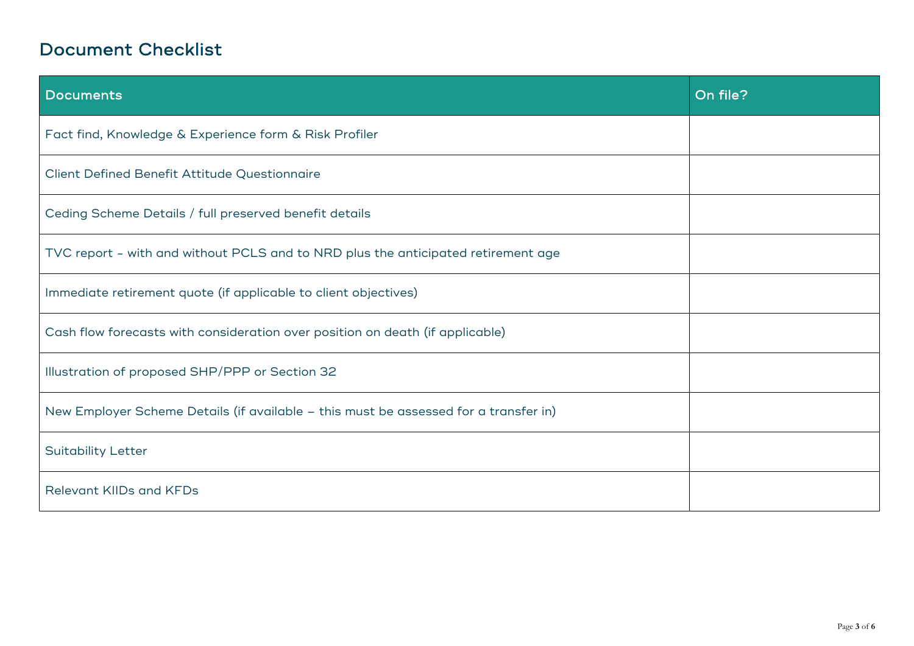## Document Checklist

| Documents | On file? |
| --- | --- |
| Fact find, Knowledge & Experience form & Risk Profiler | |
| Client Defined Benefit Attitude Questionnaire | |
| Ceding Scheme Details / full preserved benefit details | |
| TVC report - with and without PCLS and to NRD plus the anticipated retirement age | |
| Immediate retirement quote (if applicable to client objectives) | |
| Cash flow forecasts with consideration over position on death (if applicable) | |
| Illustration of proposed SHP/PPP or Section 32 | |
| New Employer Scheme Details (if available – this must be assessed for a transfer in) | |
| Suitability Letter | |
| Relevant KIIDs and KFDs | |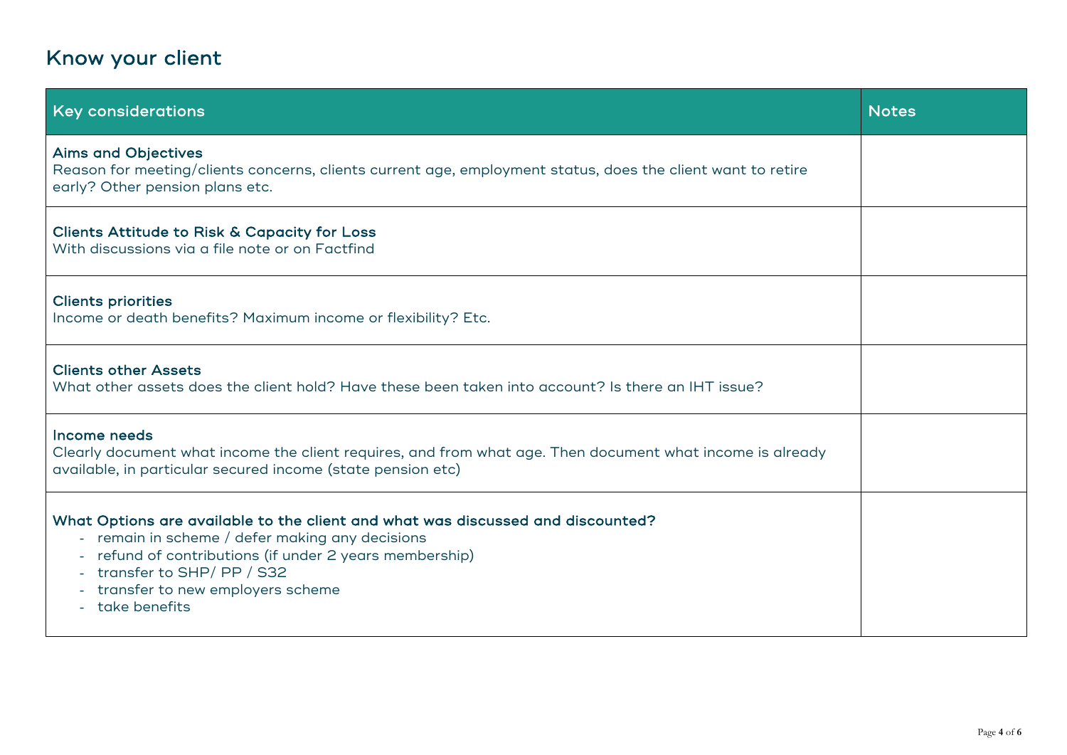## Know your client

| Key considerations | Notes |
| --- | --- |
| **Aims and Objectives**<br>Reason for meeting/clients concerns, clients current age, employment status, does the client want to retire early? Other pension plans etc. | |
| **Clients Attitude to Risk & Capacity for Loss**<br>With discussions via a file note or on Factfind | |
| **Clients priorities**<br>Income or death benefits? Maximum income or flexibility? Etc. | |
| **Clients other Assets**<br>What other assets does the client hold? Have these been taken into account? Is there an IHT issue? | |
| **Income needs**<br>Clearly document what income the client requires, and from what age. Then document what income is already available, in particular secured income (state pension etc) | |
| **What Options are available to the client and what was discussed and discounted?**<br>- remain in scheme / defer making any decisions<br>- refund of contributions (if under 2 years membership)<br>- transfer to SHP/ PP / S32<br>- transfer to new employers scheme<br>- take benefits | |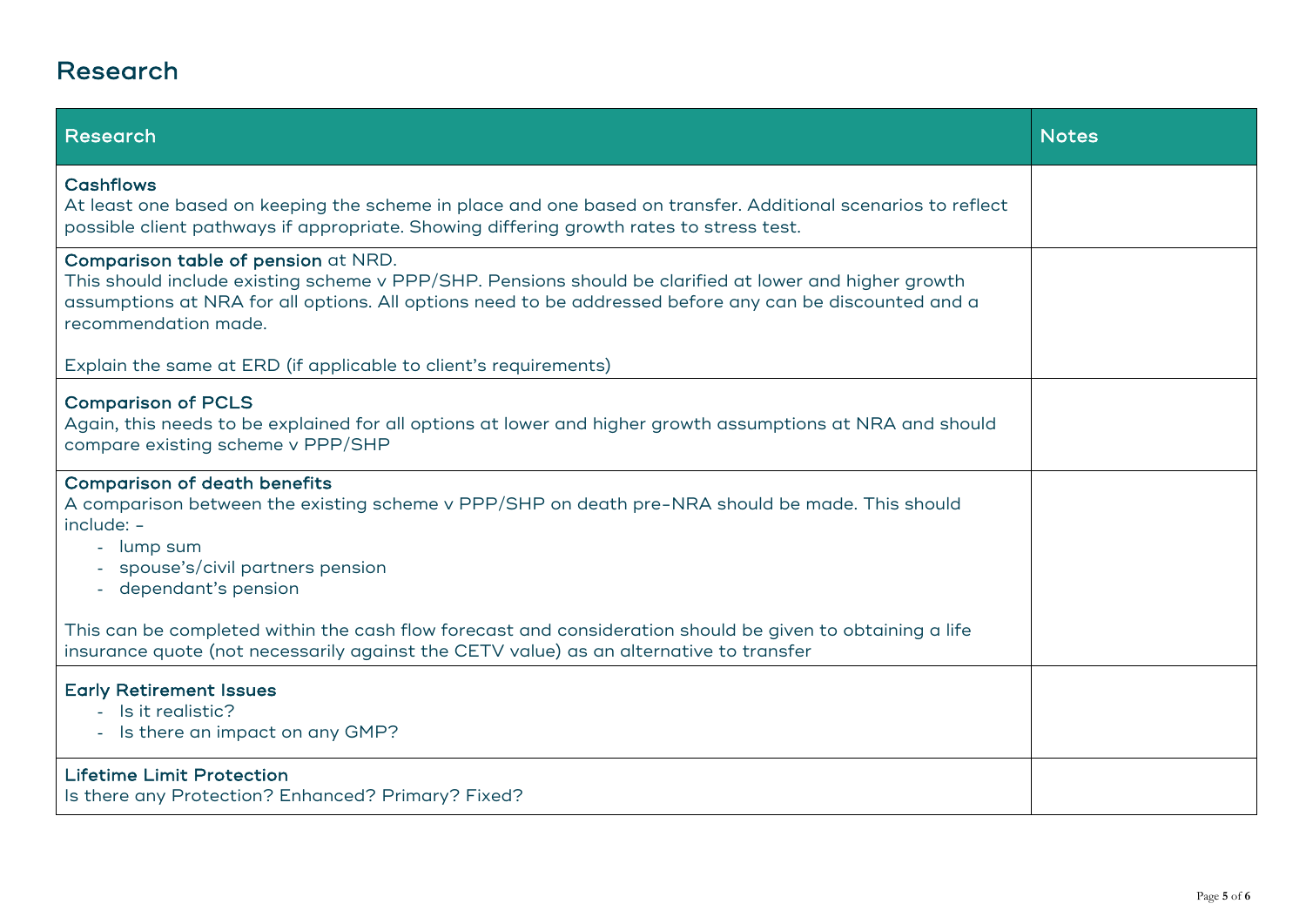# Research

| Research | Notes |
|---|---|
| **Cashflows**<br>At least one based on keeping the scheme in place and one based on transfer. Additional scenarios to reflect possible client pathways if appropriate. Showing differing growth rates to stress test. | |
| **Comparison table of pension** at NRD.<br>This should include existing scheme v PPP/SHP. Pensions should be clarified at lower and higher growth assumptions at NRA for all options. All options need to be addressed before any can be discounted and a recommendation made.<br><br>Explain the same at ERD (if applicable to client's requirements) | |
| **Comparison of PCLS**<br>Again, this needs to be explained for all options at lower and higher growth assumptions at NRA and should compare existing scheme v PPP/SHP | |
| **Comparison of death benefits**<br>A comparison between the existing scheme v PPP/SHP on death pre-NRA should be made. This should include: -<br>- lump sum<br>- spouse's/civil partners pension<br>- dependant's pension<br><br>This can be completed within the cash flow forecast and consideration should be given to obtaining a life insurance quote (not necessarily against the CETV value) as an alternative to transfer | |
| **Early Retirement Issues**<br>- Is it realistic?<br>- Is there an impact on any GMP? | |
| **Lifetime Limit Protection**<br>Is there any Protection? Enhanced? Primary? Fixed? | |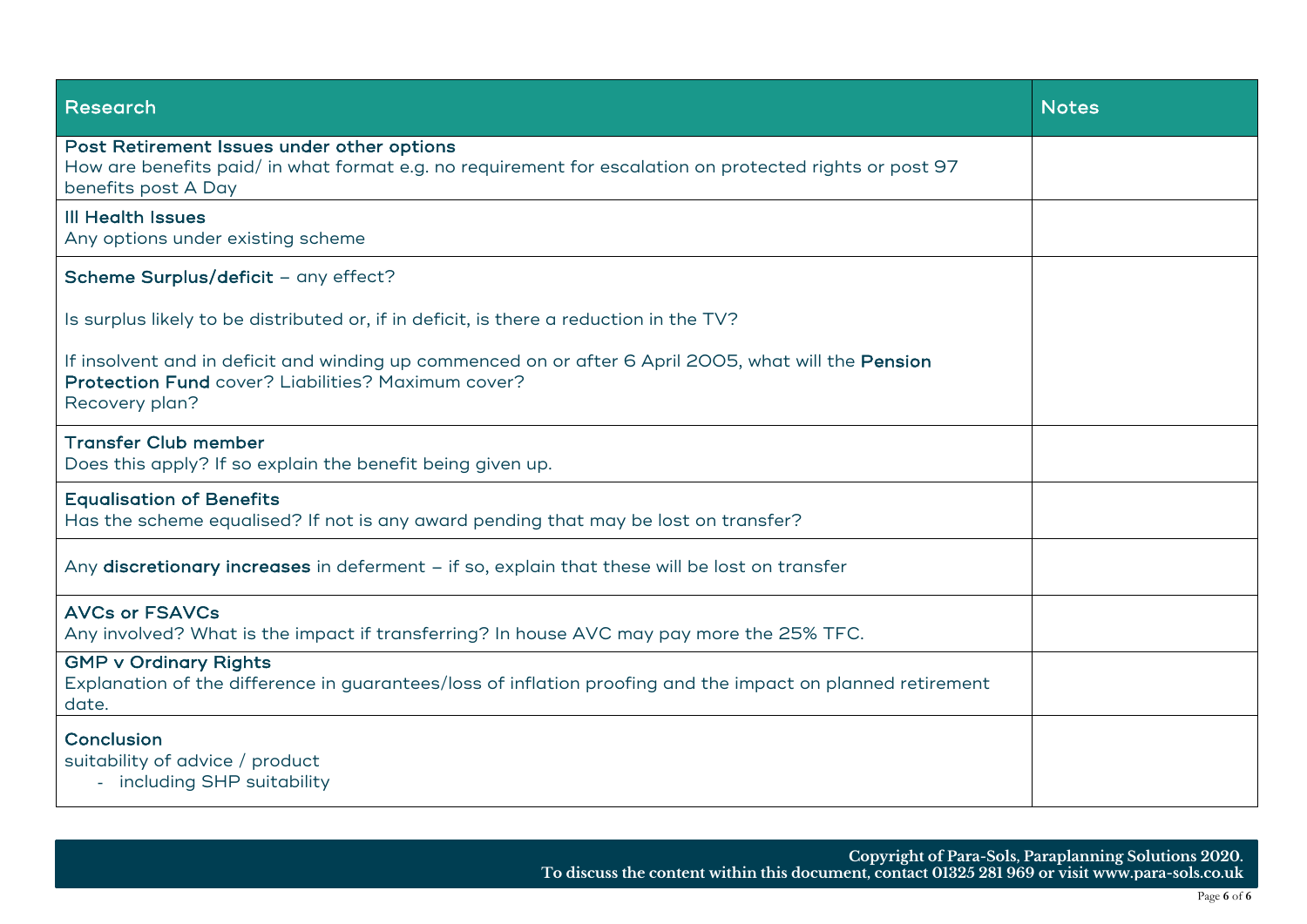| Research | Notes |
|---|---|
| **Post Retirement Issues under other options**<br>How are benefits paid/ in what format e.g. no requirement for escalation on protected rights or post 97 benefits post A Day | |
| **Ill Health Issues**<br>Any options under existing scheme | |
| **Scheme Surplus/deficit** – any effect?<br><br>Is surplus likely to be distributed or, if in deficit, is there a reduction in the TV?<br><br>If insolvent and in deficit and winding up commenced on or after 6 April 2005, what will the **Pension Protection Fund** cover? Liabilities? Maximum cover?<br>Recovery plan? | |
| **Transfer Club member**<br>Does this apply? If so explain the benefit being given up. | |
| **Equalisation of Benefits**<br>Has the scheme equalised? If not is any award pending that may be lost on transfer? | |
| Any **discretionary increases** in deferment – if so, explain that these will be lost on transfer | |
| **AVCs or FSAVCs**<br>Any involved? What is the impact if transferring? In house AVC may pay more the 25% TFC. | |
| **GMP v Ordinary Rights**<br>Explanation of the difference in guarantees/loss of inflation proofing and the impact on planned retirement date. | |
| **Conclusion**<br>suitability of advice / product<br>- including SHP suitability | |

**Copyright of Para-Sols, Paraplanning Solutions 2020.**
**To discuss the content within this document, contact 01325 281 969 or visit www.para-sols.co.uk**